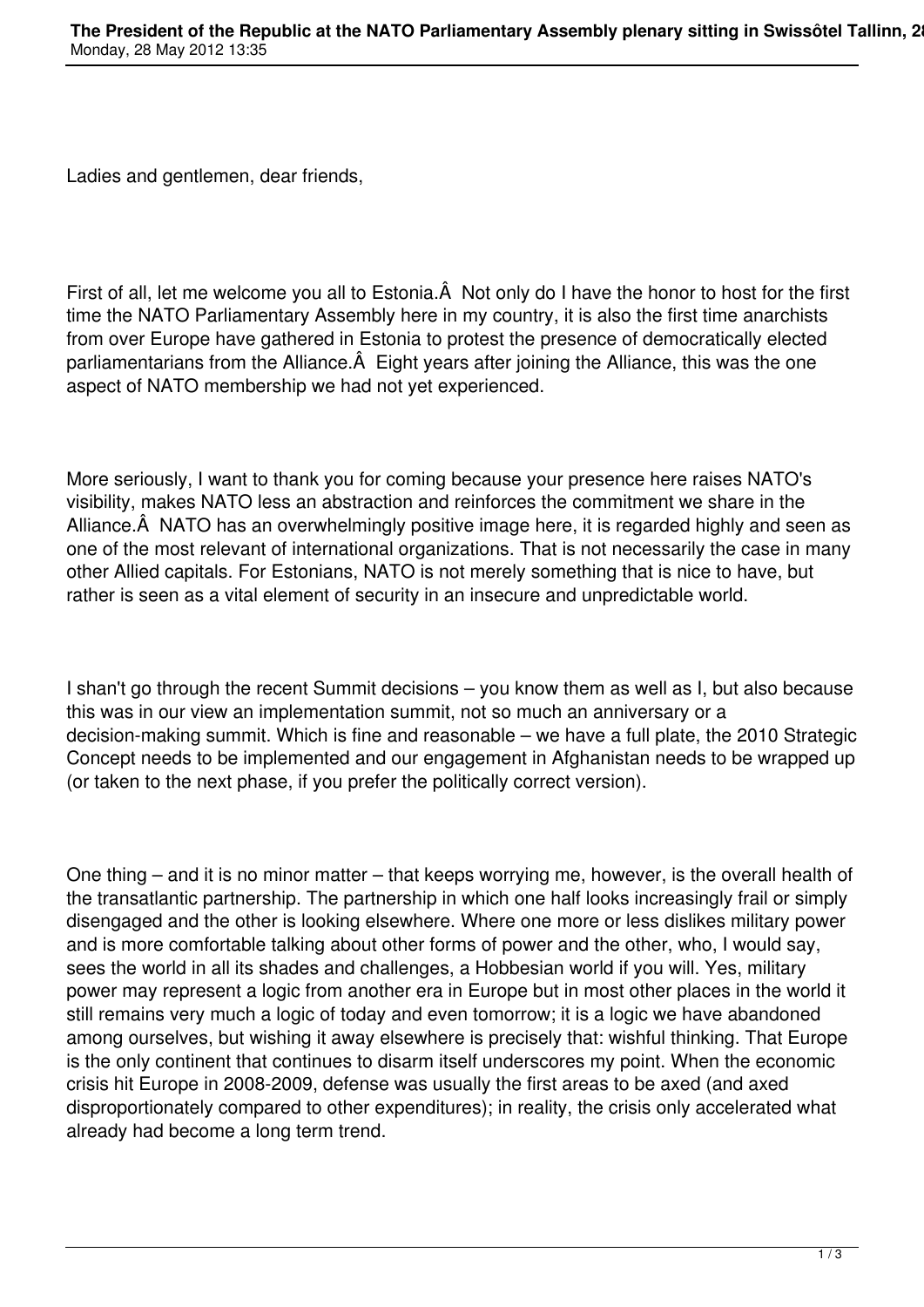Ladies and gentlemen, dear friends,

First of all, let me welcome you all to Estonia.Â  Not only do I have the honor to host for the first time the NATO Parliamentary Assembly here in my country, it is also the first time anarchists from over Europe have gathered in Estonia to protest the presence of democratically elected parliamentarians from the Alliance.Â  Eight years after joining the Alliance, this was the one aspect of NATO membership we had not yet experienced.

More seriously, I want to thank you for coming because your presence here raises NATO's visibility, makes NATO less an abstraction and reinforces the commitment we share in the Alliance.Â  NATO has an overwhelmingly positive image here, it is regarded highly and seen as one of the most relevant of international organizations. That is not necessarily the case in many other Allied capitals. For Estonians, NATO is not merely something that is nice to have, but rather is seen as a vital element of security in an insecure and unpredictable world.

I shan't go through the recent Summit decisions – you know them as well as I, but also because this was in our view an implementation summit, not so much an anniversary or a decision-making summit. Which is fine and reasonable – we have a full plate, the 2010 Strategic Concept needs to be implemented and our engagement in Afghanistan needs to be wrapped up (or taken to the next phase, if you prefer the politically correct version).

One thing – and it is no minor matter – that keeps worrying me, however, is the overall health of the transatlantic partnership. The partnership in which one half looks increasingly frail or simply disengaged and the other is looking elsewhere. Where one more or less dislikes military power and is more comfortable talking about other forms of power and the other, who, I would say, sees the world in all its shades and challenges, a Hobbesian world if you will. Yes, military power may represent a logic from another era in Europe but in most other places in the world it still remains very much a logic of today and even tomorrow; it is a logic we have abandoned among ourselves, but wishing it away elsewhere is precisely that: wishful thinking. That Europe is the only continent that continues to disarm itself underscores my point. When the economic crisis hit Europe in 2008-2009, defense was usually the first areas to be axed (and axed disproportionately compared to other expenditures); in reality, the crisis only accelerated what already had become a long term trend.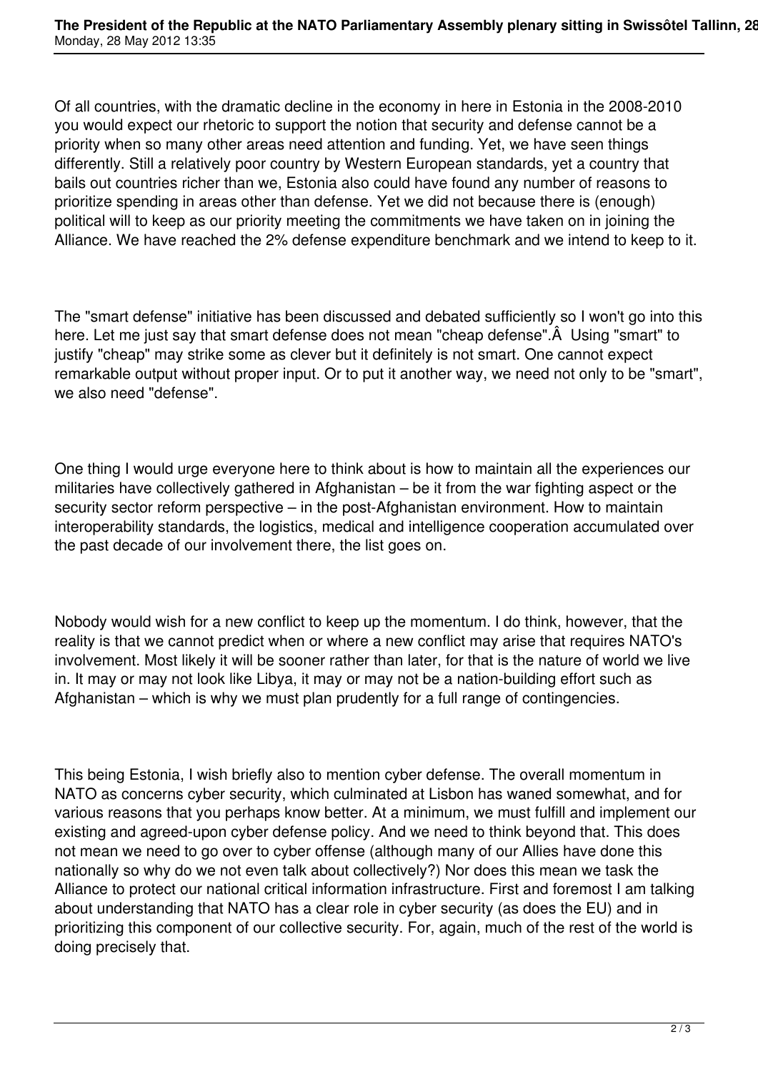Of all countries, with the dramatic decline in the economy in here in Estonia in the 2008-2010 you would expect our rhetoric to support the notion that security and defense cannot be a priority when so many other areas need attention and funding. Yet, we have seen things differently. Still a relatively poor country by Western European standards, yet a country that bails out countries richer than we, Estonia also could have found any number of reasons to prioritize spending in areas other than defense. Yet we did not because there is (enough) political will to keep as our priority meeting the commitments we have taken on in joining the Alliance. We have reached the 2% defense expenditure benchmark and we intend to keep to it.

The "smart defense" initiative has been discussed and debated sufficiently so I won't go into this here. Let me just say that smart defense does not mean "cheap defense".Â  Using "smart" to justify "cheap" may strike some as clever but it definitely is not smart. One cannot expect remarkable output without proper input. Or to put it another way, we need not only to be "smart", we also need "defense".

One thing I would urge everyone here to think about is how to maintain all the experiences our militaries have collectively gathered in Afghanistan – be it from the war fighting aspect or the security sector reform perspective – in the post-Afghanistan environment. How to maintain interoperability standards, the logistics, medical and intelligence cooperation accumulated over the past decade of our involvement there, the list goes on.

Nobody would wish for a new conflict to keep up the momentum. I do think, however, that the reality is that we cannot predict when or where a new conflict may arise that requires NATO's involvement. Most likely it will be sooner rather than later, for that is the nature of world we live in. It may or may not look like Libya, it may or may not be a nation-building effort such as Afghanistan – which is why we must plan prudently for a full range of contingencies.

This being Estonia, I wish briefly also to mention cyber defense. The overall momentum in NATO as concerns cyber security, which culminated at Lisbon has waned somewhat, and for various reasons that you perhaps know better. At a minimum, we must fulfill and implement our existing and agreed-upon cyber defense policy. And we need to think beyond that. This does not mean we need to go over to cyber offense (although many of our Allies have done this nationally so why do we not even talk about collectively?) Nor does this mean we task the Alliance to protect our national critical information infrastructure. First and foremost I am talking about understanding that NATO has a clear role in cyber security (as does the EU) and in prioritizing this component of our collective security. For, again, much of the rest of the world is doing precisely that.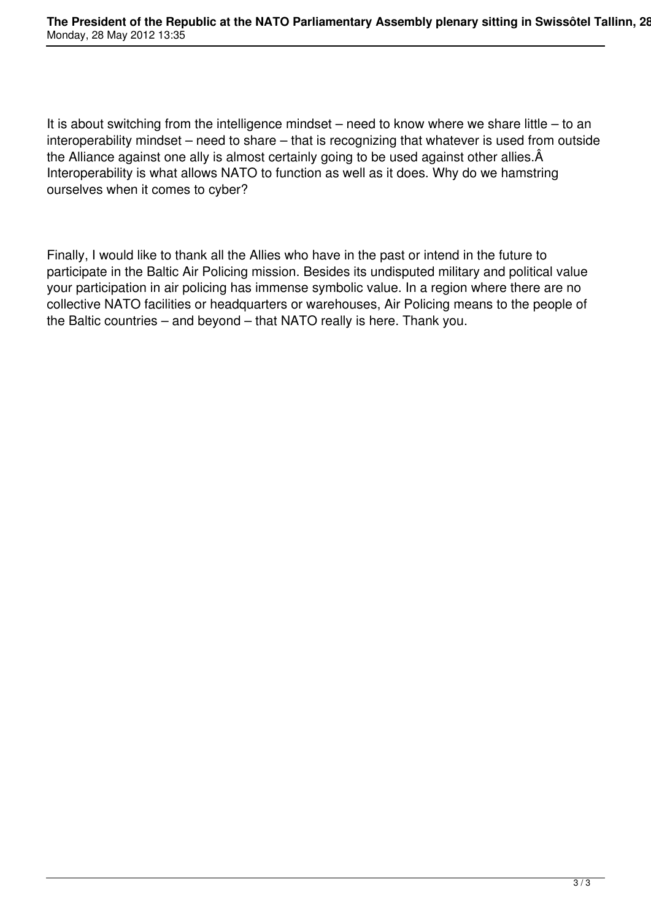It is about switching from the intelligence mindset – need to know where we share little – to an interoperability mindset – need to share – that is recognizing that whatever is used from outside the Alliance against one ally is almost certainly going to be used against other allies.Â Interoperability is what allows NATO to function as well as it does. Why do we hamstring ourselves when it comes to cyber?

Finally, I would like to thank all the Allies who have in the past or intend in the future to participate in the Baltic Air Policing mission. Besides its undisputed military and political value your participation in air policing has immense symbolic value. In a region where there are no collective NATO facilities or headquarters or warehouses, Air Policing means to the people of the Baltic countries – and beyond – that NATO really is here. Thank you.